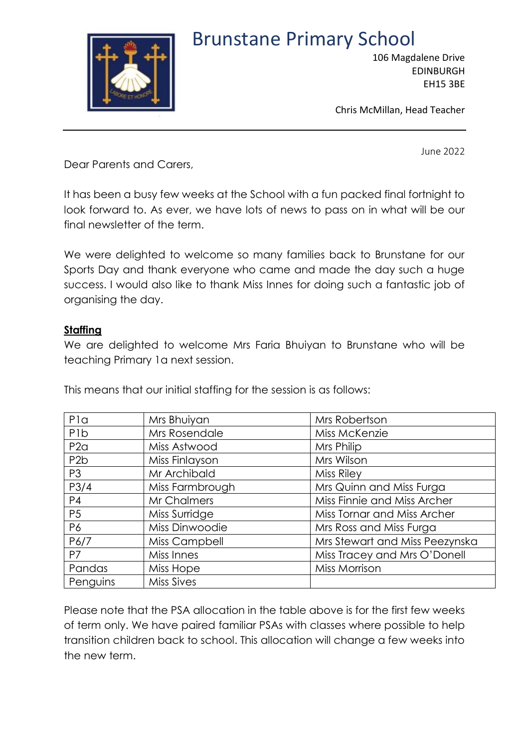# Brunstane Primary School

106 Magdalene Drive
EDINBURGH
EH15 3BE

Chris McMillan, Head Teacher

June 2022

Dear Parents and Carers,

It has been a busy few weeks at the School with a fun packed final fortnight to look forward to. As ever, we have lots of news to pass on in what will be our final newsletter of the term.

We were delighted to welcome so many families back to Brunstane for our Sports Day and thank everyone who came and made the day such a huge success. I would also like to thank Miss Innes for doing such a fantastic job of organising the day.

**Staffing**

We are delighted to welcome Mrs Faria Bhuiyan to Brunstane who will be teaching Primary 1a next session.

This means that our initial staffing for the session is as follows:

| | | |
|---|---|---|
| P1a | Mrs Bhuiyan | Mrs Robertson |
| P1b | Mrs Rosendale | Miss McKenzie |
| P2a | Miss Astwood | Mrs Philip |
| P2b | Miss Finlayson | Mrs Wilson |
| P3 | Mr Archibald | Miss Riley |
| P3/4 | Miss Farmbrough | Mrs Quinn and Miss Furga |
| P4 | Mr Chalmers | Miss Finnie and Miss Archer |
| P5 | Miss Surridge | Miss Tornar and Miss Archer |
| P6 | Miss Dinwoodie | Mrs Ross and Miss Furga |
| P6/7 | Miss Campbell | Mrs Stewart and Miss Peezynska |
| P7 | Miss Innes | Miss Tracey and Mrs O'Donell |
| Pandas | Miss Hope | Miss Morrison |
| Penguins | Miss Sives | |

Please note that the PSA allocation in the table above is for the first few weeks of term only. We have paired familiar PSAs with classes where possible to help transition children back to school. This allocation will change a few weeks into the new term.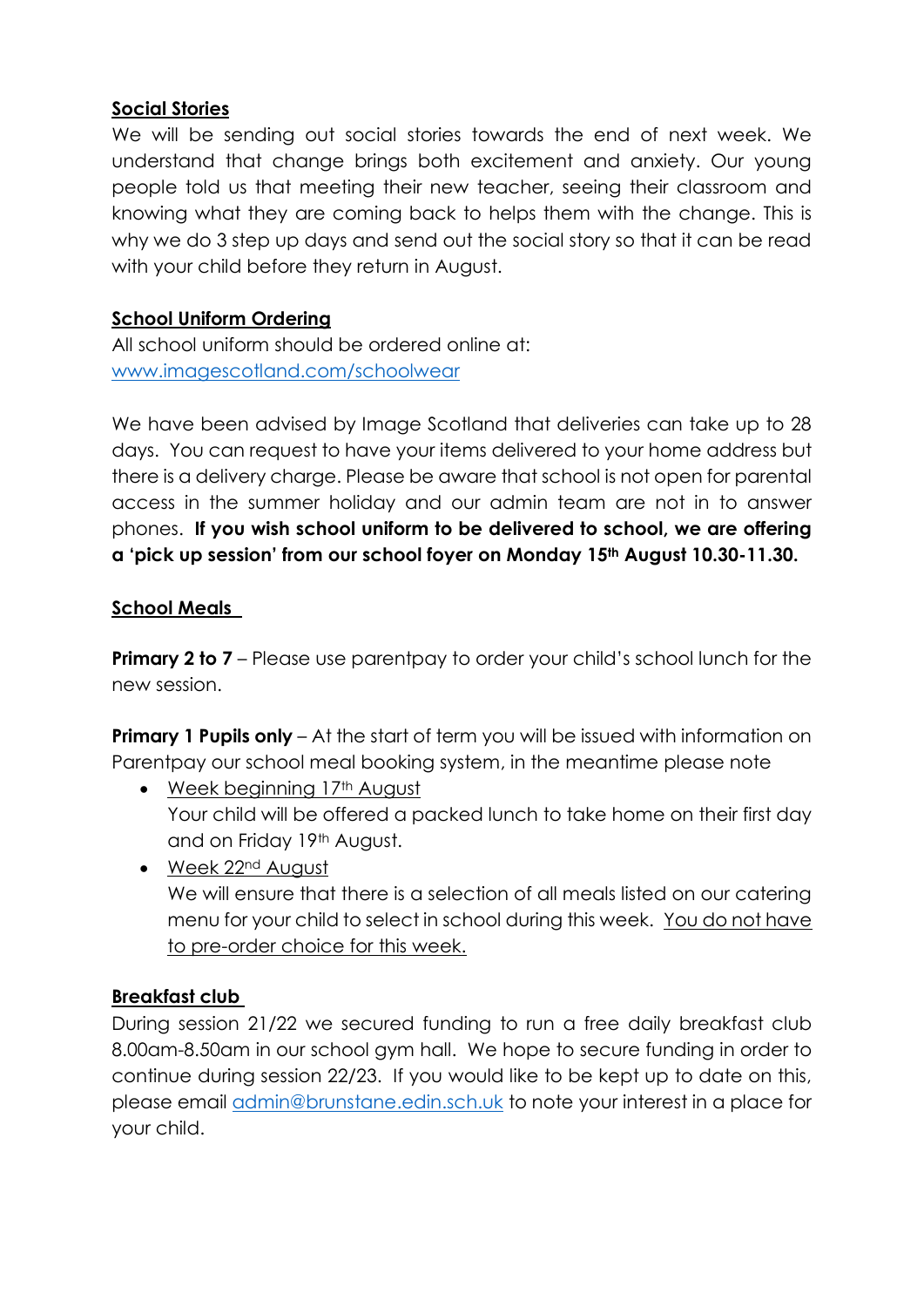## Social Stories

We will be sending out social stories towards the end of next week. We understand that change brings both excitement and anxiety. Our young people told us that meeting their new teacher, seeing their classroom and knowing what they are coming back to helps them with the change. This is why we do 3 step up days and send out the social story so that it can be read with your child before they return in August.

## School Uniform Ordering

All school uniform should be ordered online at:
[www.imagescotland.com/schoolwear](http://www.imagescotland.com/schoolwear)

We have been advised by Image Scotland that deliveries can take up to 28 days. You can request to have your items delivered to your home address but there is a delivery charge. Please be aware that school is not open for parental access in the summer holiday and our admin team are not in to answer phones. **If you wish school uniform to be delivered to school, we are offering a 'pick up session' from our school foyer on Monday 15th August 10.30-11.30.**

## School Meals

**Primary 2 to 7** – Please use parentpay to order your child's school lunch for the new session.

**Primary 1 Pupils only** – At the start of term you will be issued with information on Parentpay our school meal booking system, in the meantime please note

- Week beginning 17th August
  Your child will be offered a packed lunch to take home on their first day and on Friday 19th August.
- Week 22nd August
  We will ensure that there is a selection of all meals listed on our catering menu for your child to select in school during this week. You do not have to pre-order choice for this week.

## Breakfast club

During session 21/22 we secured funding to run a free daily breakfast club 8.00am-8.50am in our school gym hall. We hope to secure funding in order to continue during session 22/23. If you would like to be kept up to date on this, please email [admin@brunstane.edin.sch.uk](mailto:admin@brunstane.edin.sch.uk) to note your interest in a place for your child.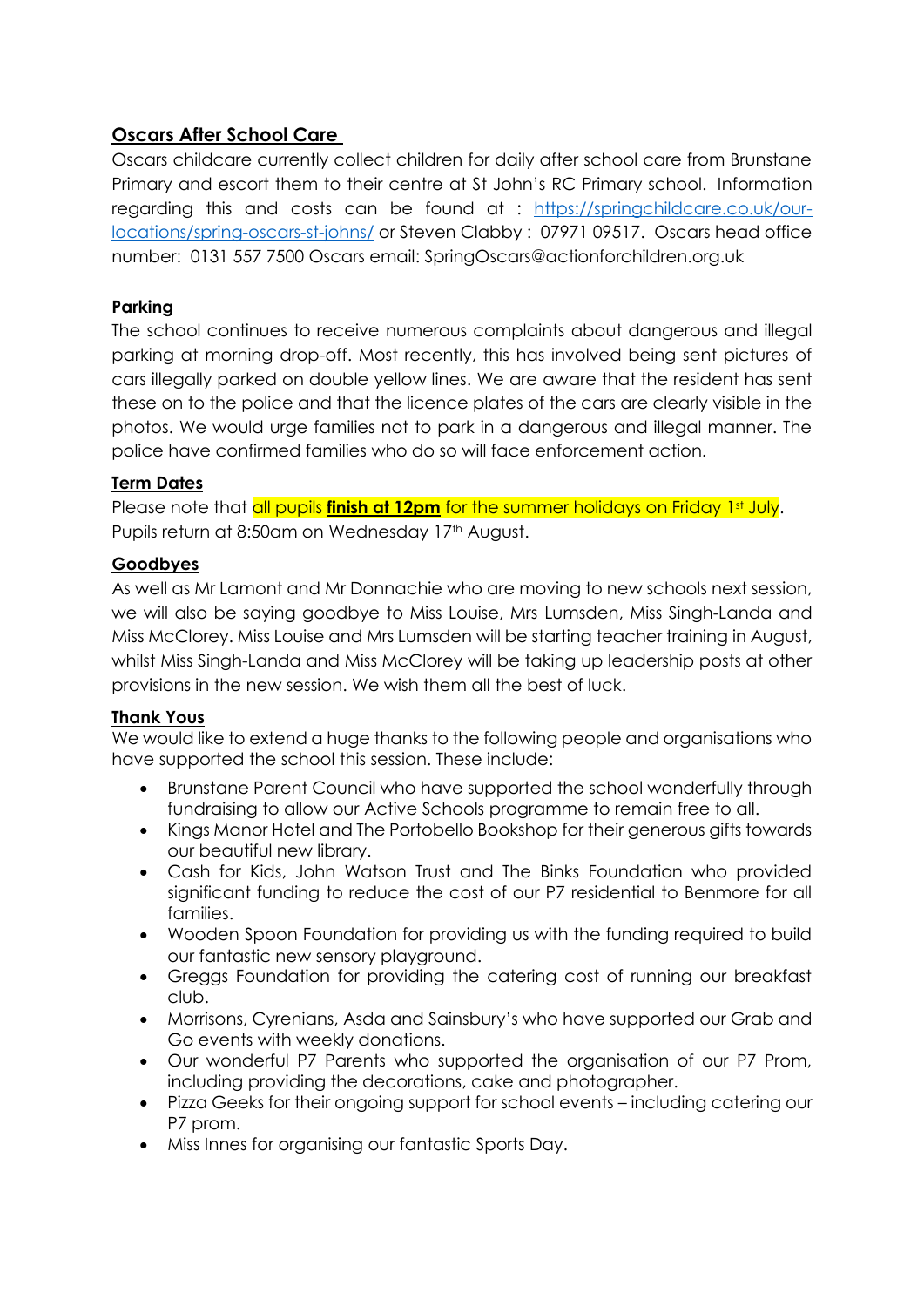## Oscars After School Care

Oscars childcare currently collect children for daily after school care from Brunstane Primary and escort them to their centre at St John's RC Primary school. Information regarding this and costs can be found at : [https://springchildcare.co.uk/our-locations/spring-oscars-st-johns/](https://springchildcare.co.uk/our-locations/spring-oscars-st-johns/) or Steven Clabby : 07971 09517. Oscars head office number: 0131 557 7500 Oscars email: SpringOscars@actionforchildren.org.uk

## Parking

The school continues to receive numerous complaints about dangerous and illegal parking at morning drop-off. Most recently, this has involved being sent pictures of cars illegally parked on double yellow lines. We are aware that the resident has sent these on to the police and that the licence plates of the cars are clearly visible in the photos. We would urge families not to park in a dangerous and illegal manner. The police have confirmed families who do so will face enforcement action.

## Term Dates

Please note that all pupils **finish at 12pm** for the summer holidays on Friday 1st July.
Pupils return at 8:50am on Wednesday 17th August.

## Goodbyes

As well as Mr Lamont and Mr Donnachie who are moving to new schools next session, we will also be saying goodbye to Miss Louise, Mrs Lumsden, Miss Singh-Landa and Miss McClorey. Miss Louise and Mrs Lumsden will be starting teacher training in August, whilst Miss Singh-Landa and Miss McClorey will be taking up leadership posts at other provisions in the new session. We wish them all the best of luck.

## Thank Yous

We would like to extend a huge thanks to the following people and organisations who have supported the school this session. These include:

- Brunstane Parent Council who have supported the school wonderfully through fundraising to allow our Active Schools programme to remain free to all.
- Kings Manor Hotel and The Portobello Bookshop for their generous gifts towards our beautiful new library.
- Cash for Kids, John Watson Trust and The Binks Foundation who provided significant funding to reduce the cost of our P7 residential to Benmore for all families.
- Wooden Spoon Foundation for providing us with the funding required to build our fantastic new sensory playground.
- Greggs Foundation for providing the catering cost of running our breakfast club.
- Morrisons, Cyrenians, Asda and Sainsbury's who have supported our Grab and Go events with weekly donations.
- Our wonderful P7 Parents who supported the organisation of our P7 Prom, including providing the decorations, cake and photographer.
- Pizza Geeks for their ongoing support for school events – including catering our P7 prom.
- Miss Innes for organising our fantastic Sports Day.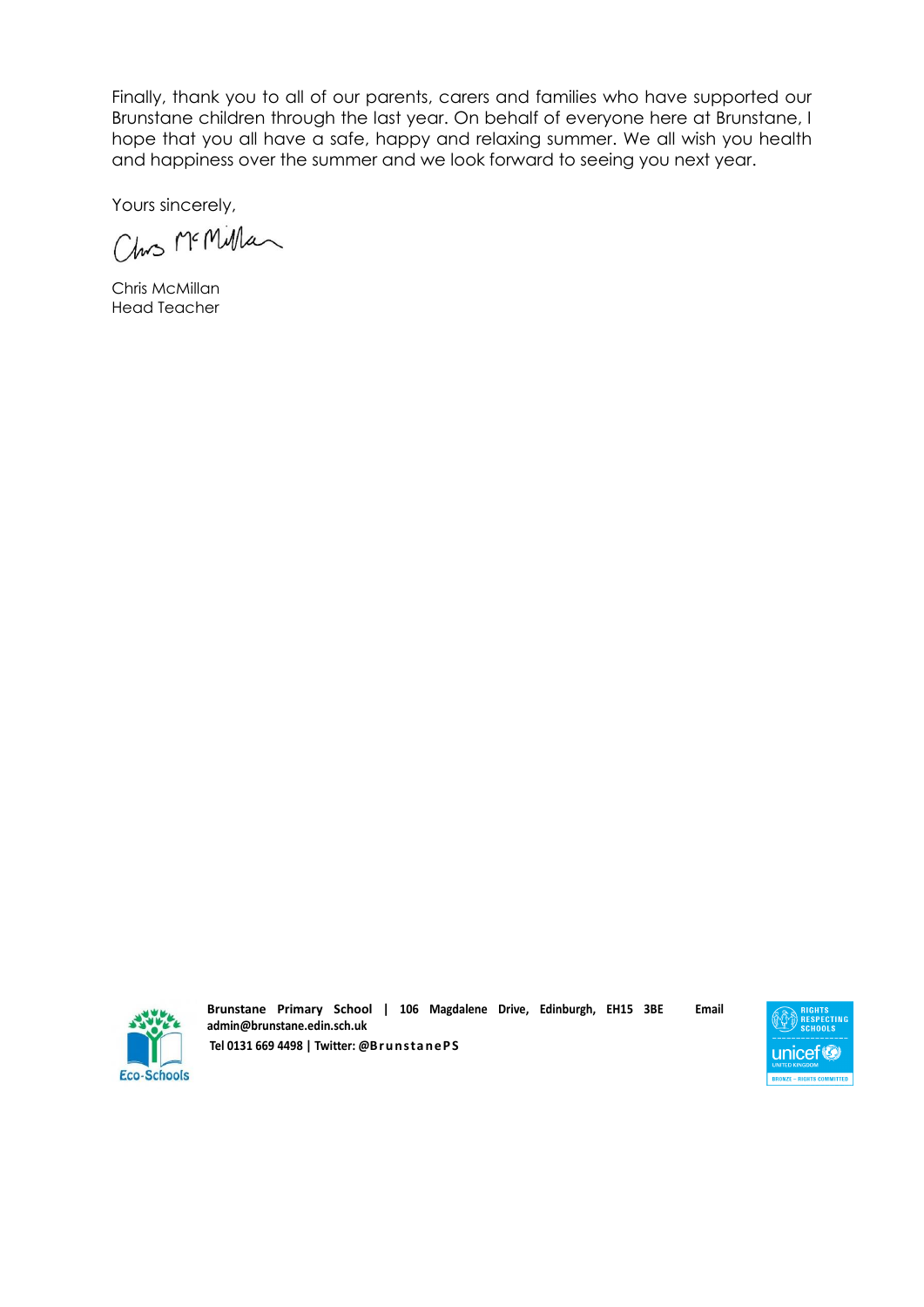Finally, thank you to all of our parents, carers and families who have supported our Brunstane children through the last year. On behalf of everyone here at Brunstane, I hope that you all have a safe, happy and relaxing summer. We all wish you health and happiness over the summer and we look forward to seeing you next year.

Yours sincerely,

Chris McMillan

Chris McMillan
Head Teacher

**Brunstane Primary School | 106 Magdalene Drive, Edinburgh, EH15 3BE Email admin@brunstane.edin.sch.uk**
**Tel 0131 669 4498 | Twitter: @BrunstanePS**